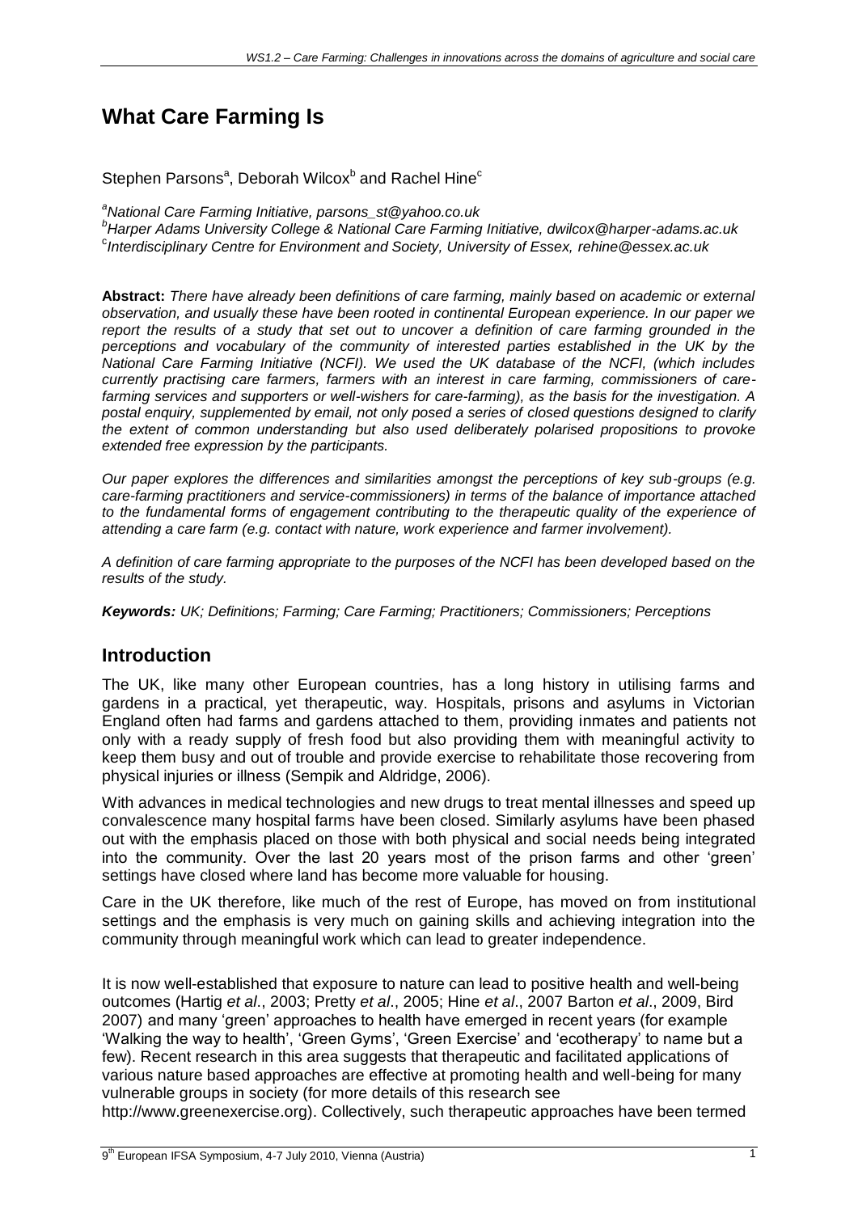# What Care Farming Is

Stephen Parsons[a], Deborah Wilcox[b] and Rachel Hine[c]

[a]*National Care Farming Initiative, parsons_st@yahoo.co.uk*

[b]*Harper Adams University College & National Care Farming Initiative, dwilcox@harper-adams.ac.uk*

[c]*Interdisciplinary Centre for Environment and Society, University of Essex, rehine@essex.ac.uk*

**Abstract:** *There have already been definitions of care farming, mainly based on academic or external observation, and usually these have been rooted in continental European experience. In our paper we report the results of a study that set out to uncover a definition of care farming grounded in the perceptions and vocabulary of the community of interested parties established in the UK by the National Care Farming Initiative (NCFI). We used the UK database of the NCFI, (which includes currently practising care farmers, farmers with an interest in care farming, commissioners of care-farming services and supporters or well-wishers for care-farming), as the basis for the investigation. A postal enquiry, supplemented by email, not only posed a series of closed questions designed to clarify the extent of common understanding but also used deliberately polarised propositions to provoke extended free expression by the participants.*

*Our paper explores the differences and similarities amongst the perceptions of key sub-groups (e.g. care-farming practitioners and service-commissioners) in terms of the balance of importance attached to the fundamental forms of engagement contributing to the therapeutic quality of the experience of attending a care farm (e.g. contact with nature, work experience and farmer involvement).*

*A definition of care farming appropriate to the purposes of the NCFI has been developed based on the results of the study.*

***Keywords:*** *UK; Definitions; Farming; Care Farming; Practitioners; Commissioners; Perceptions*

## Introduction

The UK, like many other European countries, has a long history in utilising farms and gardens in a practical, yet therapeutic, way. Hospitals, prisons and asylums in Victorian England often had farms and gardens attached to them, providing inmates and patients not only with a ready supply of fresh food but also providing them with meaningful activity to keep them busy and out of trouble and provide exercise to rehabilitate those recovering from physical injuries or illness (Sempik and Aldridge, 2006).

With advances in medical technologies and new drugs to treat mental illnesses and speed up convalescence many hospital farms have been closed. Similarly asylums have been phased out with the emphasis placed on those with both physical and social needs being integrated into the community. Over the last 20 years most of the prison farms and other 'green' settings have closed where land has become more valuable for housing.

Care in the UK therefore, like much of the rest of Europe, has moved on from institutional settings and the emphasis is very much on gaining skills and achieving integration into the community through meaningful work which can lead to greater independence.

It is now well-established that exposure to nature can lead to positive health and well-being outcomes (Hartig *et al*., 2003; Pretty *et al*., 2005; Hine *et al*., 2007 Barton *et al*., 2009, Bird 2007) and many 'green' approaches to health have emerged in recent years (for example 'Walking the way to health', 'Green Gyms', 'Green Exercise' and 'ecotherapy' to name but a few). Recent research in this area suggests that therapeutic and facilitated applications of various nature based approaches are effective at promoting health and well-being for many vulnerable groups in society (for more details of this research see http://www.greenexercise.org). Collectively, such therapeutic approaches have been termed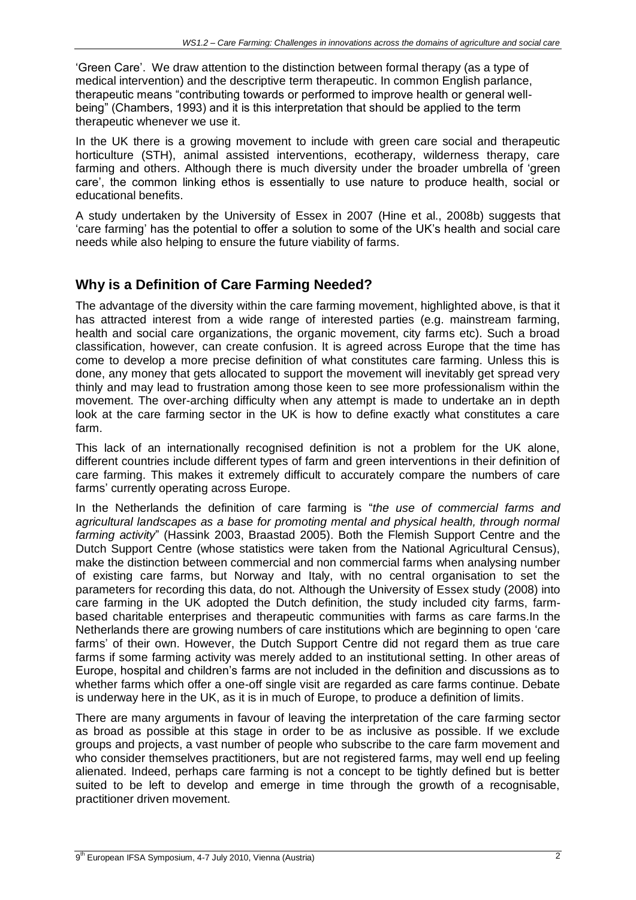'Green Care'. We draw attention to the distinction between formal therapy (as a type of medical intervention) and the descriptive term therapeutic. In common English parlance, therapeutic means "contributing towards or performed to improve health or general well-being" (Chambers, 1993) and it is this interpretation that should be applied to the term therapeutic whenever we use it.

In the UK there is a growing movement to include with green care social and therapeutic horticulture (STH), animal assisted interventions, ecotherapy, wilderness therapy, care farming and others. Although there is much diversity under the broader umbrella of 'green care', the common linking ethos is essentially to use nature to produce health, social or educational benefits.

A study undertaken by the University of Essex in 2007 (Hine et al., 2008b) suggests that 'care farming' has the potential to offer a solution to some of the UK's health and social care needs while also helping to ensure the future viability of farms.

## Why is a Definition of Care Farming Needed?

The advantage of the diversity within the care farming movement, highlighted above, is that it has attracted interest from a wide range of interested parties (e.g. mainstream farming, health and social care organizations, the organic movement, city farms etc). Such a broad classification, however, can create confusion. It is agreed across Europe that the time has come to develop a more precise definition of what constitutes care farming. Unless this is done, any money that gets allocated to support the movement will inevitably get spread very thinly and may lead to frustration among those keen to see more professionalism within the movement. The over-arching difficulty when any attempt is made to undertake an in depth look at the care farming sector in the UK is how to define exactly what constitutes a care farm.

This lack of an internationally recognised definition is not a problem for the UK alone, different countries include different types of farm and green interventions in their definition of care farming. This makes it extremely difficult to accurately compare the numbers of care farms' currently operating across Europe.

In the Netherlands the definition of care farming is "*the use of commercial farms and agricultural landscapes as a base for promoting mental and physical health, through normal farming activity*" (Hassink 2003, Braastad 2005). Both the Flemish Support Centre and the Dutch Support Centre (whose statistics were taken from the National Agricultural Census), make the distinction between commercial and non commercial farms when analysing number of existing care farms, but Norway and Italy, with no central organisation to set the parameters for recording this data, do not. Although the University of Essex study (2008) into care farming in the UK adopted the Dutch definition, the study included city farms, farm-based charitable enterprises and therapeutic communities with farms as care farms.In the Netherlands there are growing numbers of care institutions which are beginning to open 'care farms' of their own. However, the Dutch Support Centre did not regard them as true care farms if some farming activity was merely added to an institutional setting. In other areas of Europe, hospital and children's farms are not included in the definition and discussions as to whether farms which offer a one-off single visit are regarded as care farms continue. Debate is underway here in the UK, as it is in much of Europe, to produce a definition of limits.

There are many arguments in favour of leaving the interpretation of the care farming sector as broad as possible at this stage in order to be as inclusive as possible. If we exclude groups and projects, a vast number of people who subscribe to the care farm movement and who consider themselves practitioners, but are not registered farms, may well end up feeling alienated. Indeed, perhaps care farming is not a concept to be tightly defined but is better suited to be left to develop and emerge in time through the growth of a recognisable, practitioner driven movement.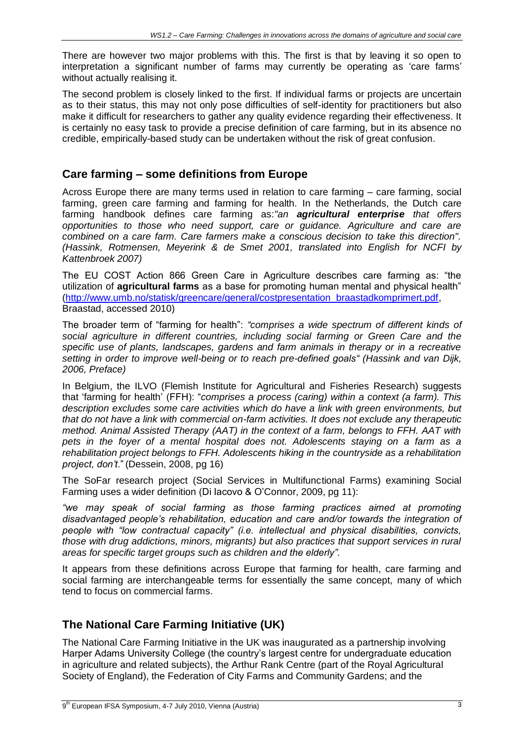There are however two major problems with this. The first is that by leaving it so open to interpretation a significant number of farms may currently be operating as 'care farms' without actually realising it.

The second problem is closely linked to the first. If individual farms or projects are uncertain as to their status, this may not only pose difficulties of self-identity for practitioners but also make it difficult for researchers to gather any quality evidence regarding their effectiveness. It is certainly no easy task to provide a precise definition of care farming, but in its absence no credible, empirically-based study can be undertaken without the risk of great confusion.

## Care farming – some definitions from Europe

Across Europe there are many terms used in relation to care farming – care farming, social farming, green care farming and farming for health. In the Netherlands, the Dutch care farming handbook defines care farming as:*"an **agricultural enterprise** that offers opportunities to those who need support, care or guidance. Agriculture and care are combined on a care farm. Care farmers make a conscious decision to take this direction". (Hassink, Rotmensen, Meyerink & de Smet 2001, translated into English for NCFI by Kattenbroek 2007)*

The EU COST Action 866 Green Care in Agriculture describes care farming as: "the utilization of **agricultural farms** as a base for promoting human mental and physical health" (http://www.umb.no/statisk/greencare/general/costpresentation_braastadkomprimert.pdf, Braastad, accessed 2010)

The broader term of "farming for health": *"comprises a wide spectrum of different kinds of social agriculture in different countries, including social farming or Green Care and the specific use of plants, landscapes, gardens and farm animals in therapy or in a recreative setting in order to improve well-being or to reach pre-defined goals" (Hassink and van Dijk, 2006, Preface)*

In Belgium, the ILVO (Flemish Institute for Agricultural and Fisheries Research) suggests that 'farming for health' (FFH): "*comprises a process (caring) within a context (a farm). This description excludes some care activities which do have a link with green environments, but that do not have a link with commercial on-farm activities. It does not exclude any therapeutic method. Animal Assisted Therapy (AAT) in the context of a farm, belongs to FFH. AAT with pets in the foyer of a mental hospital does not. Adolescents staying on a farm as a rehabilitation project belongs to FFH. Adolescents hiking in the countryside as a rehabilitation project, don't*." (Dessein, 2008, pg 16)

The SoFar research project (Social Services in Multifunctional Farms) examining Social Farming uses a wider definition (Di Iacovo & O'Connor, 2009, pg 11):

*"we may speak of social farming as those farming practices aimed at promoting disadvantaged people's rehabilitation, education and care and/or towards the integration of people with "low contractual capacity" (i.e. intellectual and physical disabilities, convicts, those with drug addictions, minors, migrants) but also practices that support services in rural areas for specific target groups such as children and the elderly".*

It appears from these definitions across Europe that farming for health, care farming and social farming are interchangeable terms for essentially the same concept, many of which tend to focus on commercial farms.

## The National Care Farming Initiative (UK)

The National Care Farming Initiative in the UK was inaugurated as a partnership involving Harper Adams University College (the country's largest centre for undergraduate education in agriculture and related subjects), the Arthur Rank Centre (part of the Royal Agricultural Society of England), the Federation of City Farms and Community Gardens; and the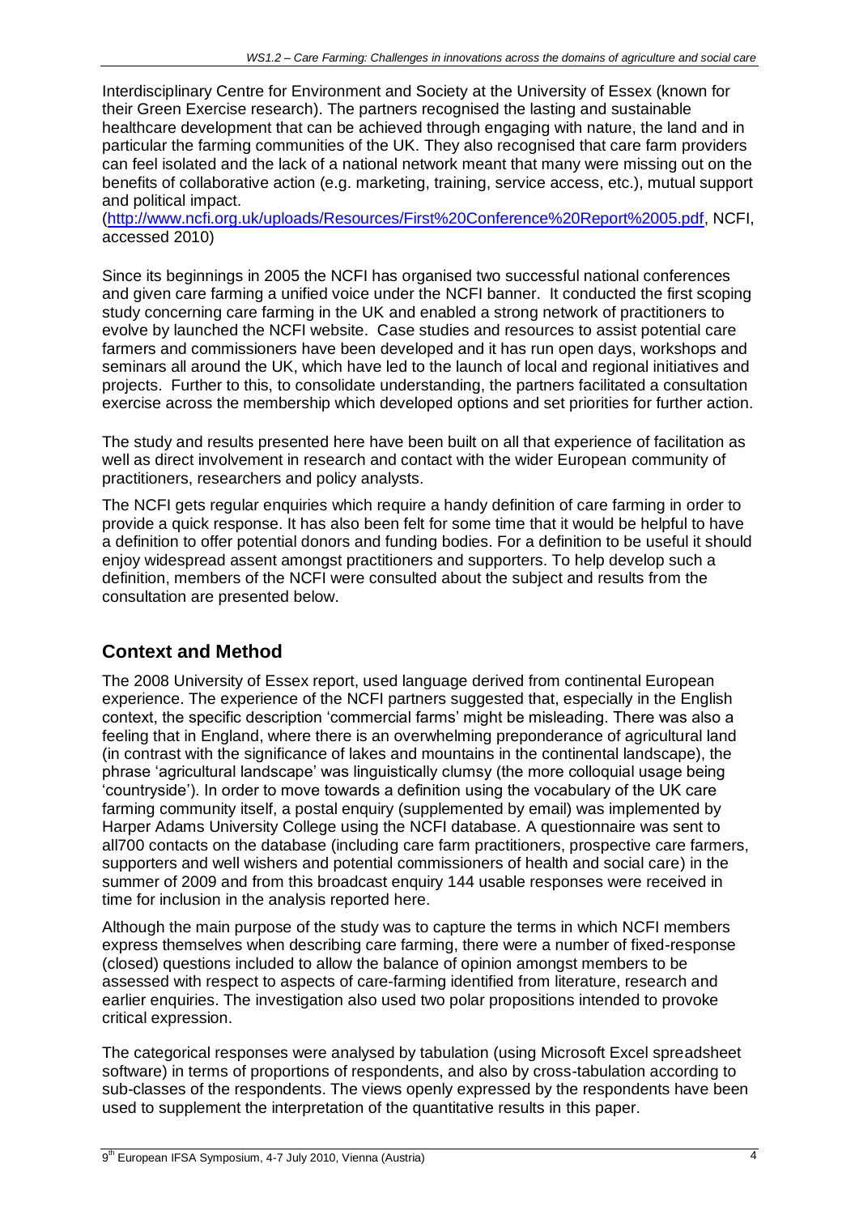Interdisciplinary Centre for Environment and Society at the University of Essex (known for their Green Exercise research). The partners recognised the lasting and sustainable healthcare development that can be achieved through engaging with nature, the land and in particular the farming communities of the UK. They also recognised that care farm providers can feel isolated and the lack of a national network meant that many were missing out on the benefits of collaborative action (e.g. marketing, training, service access, etc.), mutual support and political impact.
(http://www.ncfi.org.uk/uploads/Resources/First%20Conference%20Report%2005.pdf, NCFI, accessed 2010)

Since its beginnings in 2005 the NCFI has organised two successful national conferences and given care farming a unified voice under the NCFI banner. It conducted the first scoping study concerning care farming in the UK and enabled a strong network of practitioners to evolve by launched the NCFI website. Case studies and resources to assist potential care farmers and commissioners have been developed and it has run open days, workshops and seminars all around the UK, which have led to the launch of local and regional initiatives and projects. Further to this, to consolidate understanding, the partners facilitated a consultation exercise across the membership which developed options and set priorities for further action.

The study and results presented here have been built on all that experience of facilitation as well as direct involvement in research and contact with the wider European community of practitioners, researchers and policy analysts.

The NCFI gets regular enquiries which require a handy definition of care farming in order to provide a quick response. It has also been felt for some time that it would be helpful to have a definition to offer potential donors and funding bodies. For a definition to be useful it should enjoy widespread assent amongst practitioners and supporters. To help develop such a definition, members of the NCFI were consulted about the subject and results from the consultation are presented below.

## Context and Method

The 2008 University of Essex report, used language derived from continental European experience. The experience of the NCFI partners suggested that, especially in the English context, the specific description 'commercial farms' might be misleading. There was also a feeling that in England, where there is an overwhelming preponderance of agricultural land (in contrast with the significance of lakes and mountains in the continental landscape), the phrase 'agricultural landscape' was linguistically clumsy (the more colloquial usage being 'countryside'). In order to move towards a definition using the vocabulary of the UK care farming community itself, a postal enquiry (supplemented by email) was implemented by Harper Adams University College using the NCFI database. A questionnaire was sent to all700 contacts on the database (including care farm practitioners, prospective care farmers, supporters and well wishers and potential commissioners of health and social care) in the summer of 2009 and from this broadcast enquiry 144 usable responses were received in time for inclusion in the analysis reported here.

Although the main purpose of the study was to capture the terms in which NCFI members express themselves when describing care farming, there were a number of fixed-response (closed) questions included to allow the balance of opinion amongst members to be assessed with respect to aspects of care-farming identified from literature, research and earlier enquiries. The investigation also used two polar propositions intended to provoke critical expression.

The categorical responses were analysed by tabulation (using Microsoft Excel spreadsheet software) in terms of proportions of respondents, and also by cross-tabulation according to sub-classes of the respondents. The views openly expressed by the respondents have been used to supplement the interpretation of the quantitative results in this paper.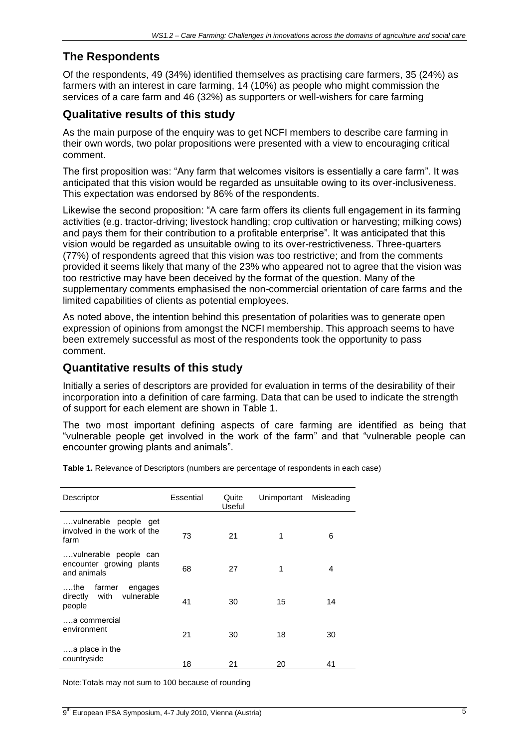## The Respondents

Of the respondents, 49 (34%) identified themselves as practising care farmers, 35 (24%) as farmers with an interest in care farming, 14 (10%) as people who might commission the services of a care farm and 46 (32%) as supporters or well-wishers for care farming

## Qualitative results of this study

As the main purpose of the enquiry was to get NCFI members to describe care farming in their own words, two polar propositions were presented with a view to encouraging critical comment.

The first proposition was: "Any farm that welcomes visitors is essentially a care farm". It was anticipated that this vision would be regarded as unsuitable owing to its over-inclusiveness. This expectation was endorsed by 86% of the respondents.

Likewise the second proposition: "A care farm offers its clients full engagement in its farming activities (e.g. tractor-driving; livestock handling; crop cultivation or harvesting; milking cows) and pays them for their contribution to a profitable enterprise". It was anticipated that this vision would be regarded as unsuitable owing to its over-restrictiveness. Three-quarters (77%) of respondents agreed that this vision was too restrictive; and from the comments provided it seems likely that many of the 23% who appeared not to agree that the vision was too restrictive may have been deceived by the format of the question. Many of the supplementary comments emphasised the non-commercial orientation of care farms and the limited capabilities of clients as potential employees.

As noted above, the intention behind this presentation of polarities was to generate open expression of opinions from amongst the NCFI membership. This approach seems to have been extremely successful as most of the respondents took the opportunity to pass comment.

## Quantitative results of this study

Initially a series of descriptors are provided for evaluation in terms of the desirability of their incorporation into a definition of care farming. Data that can be used to indicate the strength of support for each element are shown in Table 1.

The two most important defining aspects of care farming are identified as being that "vulnerable people get involved in the work of the farm" and that "vulnerable people can encounter growing plants and animals".

**Table 1.** Relevance of Descriptors (numbers are percentage of respondents in each case)

| Descriptor | Essential | Quite Useful | Unimportant | Misleading |
|---|---|---|---|---|
| ….vulnerable people get involved in the work of the farm | 73 | 21 | 1 | 6 |
| ….vulnerable people can encounter growing plants and animals | 68 | 27 | 1 | 4 |
| ….the farmer engages directly with vulnerable people | 41 | 30 | 15 | 14 |
| ….a commercial environment | 21 | 30 | 18 | 30 |
| ….a place in the countryside | 18 | 21 | 20 | 41 |

Note:Totals may not sum to 100 because of rounding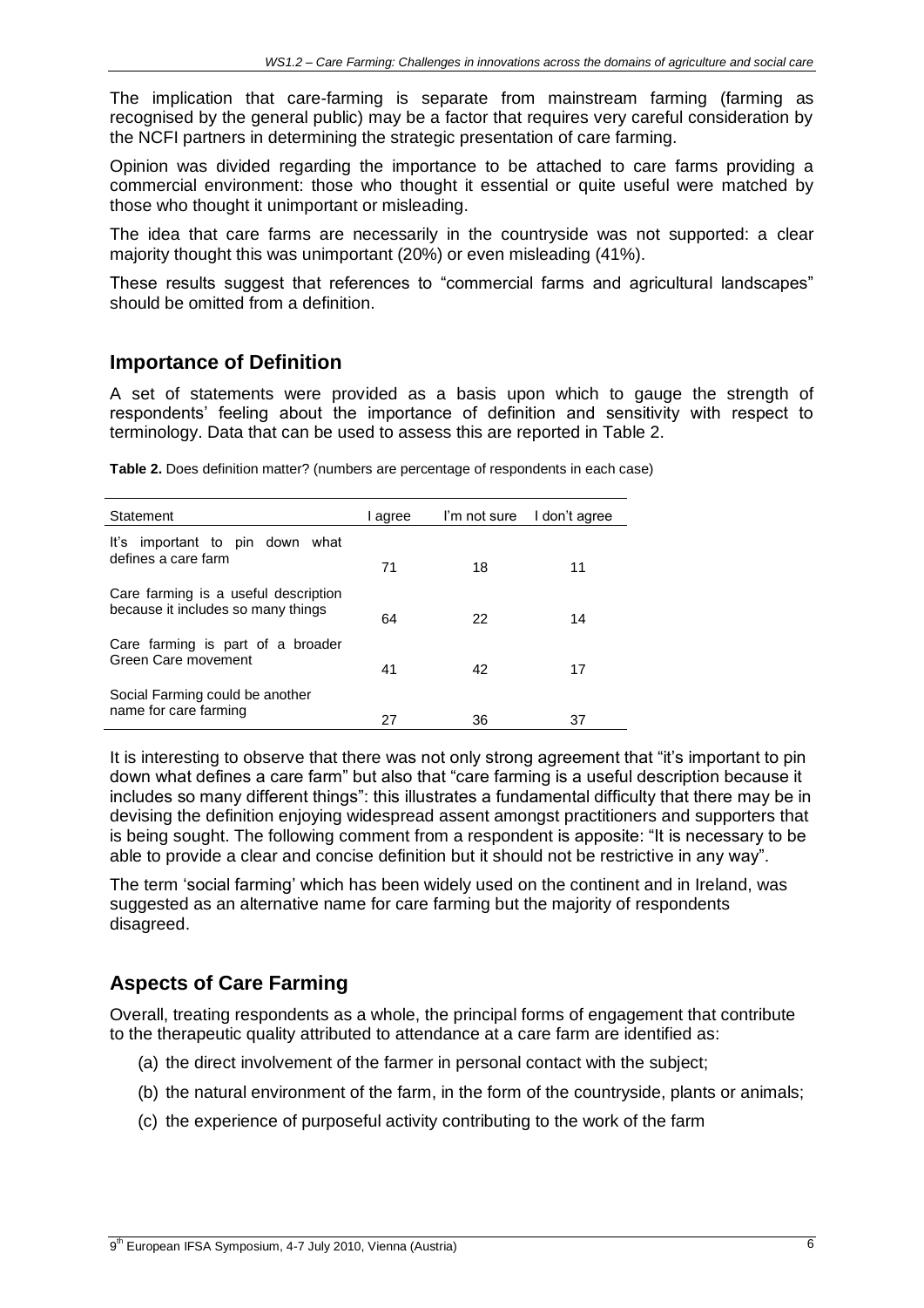The implication that care-farming is separate from mainstream farming (farming as recognised by the general public) may be a factor that requires very careful consideration by the NCFI partners in determining the strategic presentation of care farming.

Opinion was divided regarding the importance to be attached to care farms providing a commercial environment: those who thought it essential or quite useful were matched by those who thought it unimportant or misleading.

The idea that care farms are necessarily in the countryside was not supported: a clear majority thought this was unimportant (20%) or even misleading (41%).

These results suggest that references to "commercial farms and agricultural landscapes" should be omitted from a definition.

## Importance of Definition

A set of statements were provided as a basis upon which to gauge the strength of respondents' feeling about the importance of definition and sensitivity with respect to terminology. Data that can be used to assess this are reported in Table 2.

**Table 2.** Does definition matter? (numbers are percentage of respondents in each case)

| Statement | I agree | I'm not sure | I don't agree |
|---|---|---|---|
| It's important to pin down what defines a care farm | 71 | 18 | 11 |
| Care farming is a useful description because it includes so many things | 64 | 22 | 14 |
| Care farming is part of a broader Green Care movement | 41 | 42 | 17 |
| Social Farming could be another name for care farming | 27 | 36 | 37 |

It is interesting to observe that there was not only strong agreement that "it's important to pin down what defines a care farm" but also that "care farming is a useful description because it includes so many different things": this illustrates a fundamental difficulty that there may be in devising the definition enjoying widespread assent amongst practitioners and supporters that is being sought. The following comment from a respondent is apposite: "It is necessary to be able to provide a clear and concise definition but it should not be restrictive in any way".

The term 'social farming' which has been widely used on the continent and in Ireland, was suggested as an alternative name for care farming but the majority of respondents disagreed.

## Aspects of Care Farming

Overall, treating respondents as a whole, the principal forms of engagement that contribute to the therapeutic quality attributed to attendance at a care farm are identified as:

(a) the direct involvement of the farmer in personal contact with the subject;

(b) the natural environment of the farm, in the form of the countryside, plants or animals;

(c) the experience of purposeful activity contributing to the work of the farm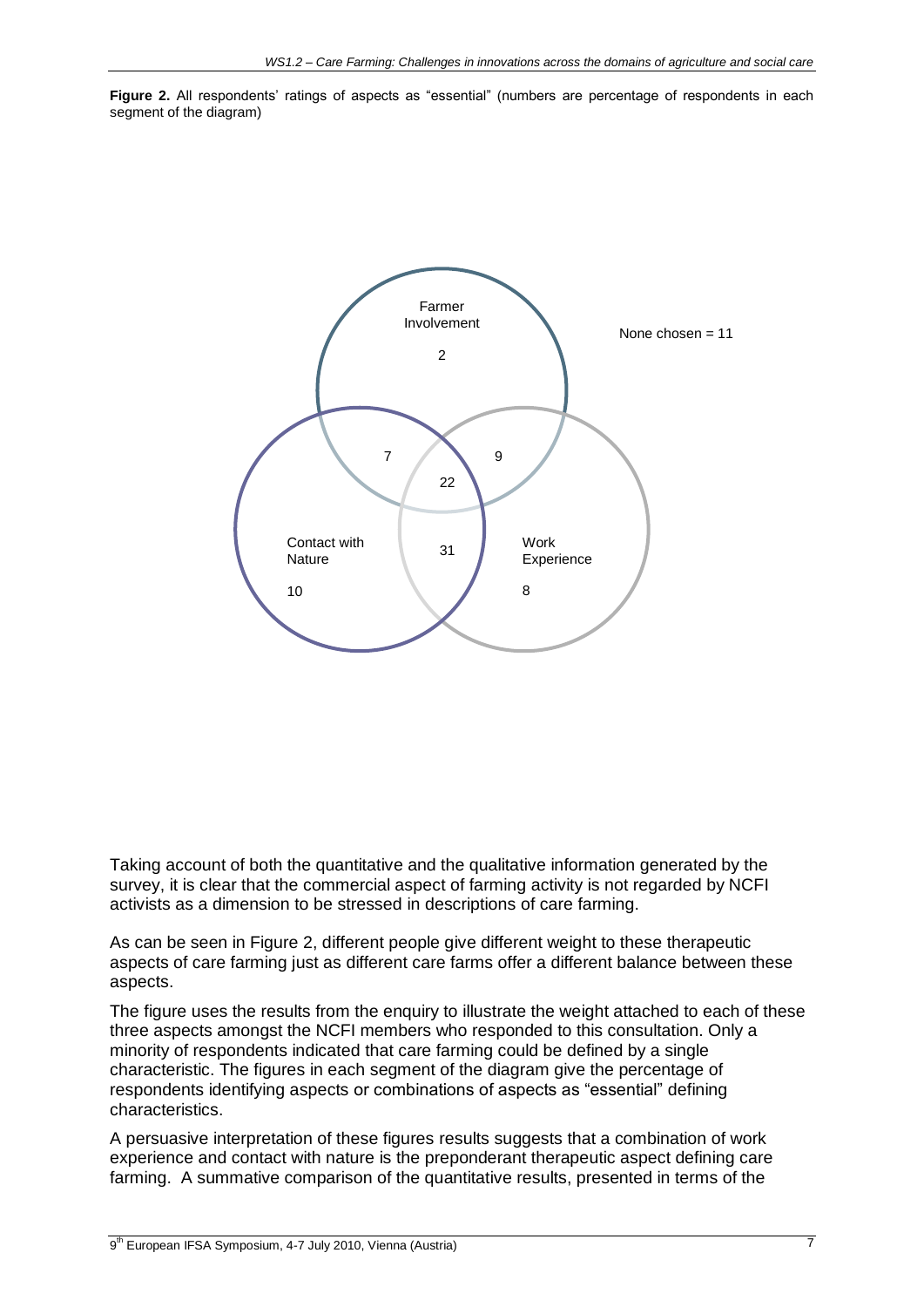**Figure 2.** All respondents' ratings of aspects as "essential" (numbers are percentage of respondents in each segment of the diagram)

Farmer Involvement

2

None chosen = 11

7

9

22

Contact with Nature

31

Work Experience

10

8

Taking account of both the quantitative and the qualitative information generated by the survey, it is clear that the commercial aspect of farming activity is not regarded by NCFI activists as a dimension to be stressed in descriptions of care farming.

As can be seen in Figure 2, different people give different weight to these therapeutic aspects of care farming just as different care farms offer a different balance between these aspects.

The figure uses the results from the enquiry to illustrate the weight attached to each of these three aspects amongst the NCFI members who responded to this consultation. Only a minority of respondents indicated that care farming could be defined by a single characteristic. The figures in each segment of the diagram give the percentage of respondents identifying aspects or combinations of aspects as "essential" defining characteristics.

A persuasive interpretation of these figures results suggests that a combination of work experience and contact with nature is the preponderant therapeutic aspect defining care farming. A summative comparison of the quantitative results, presented in terms of the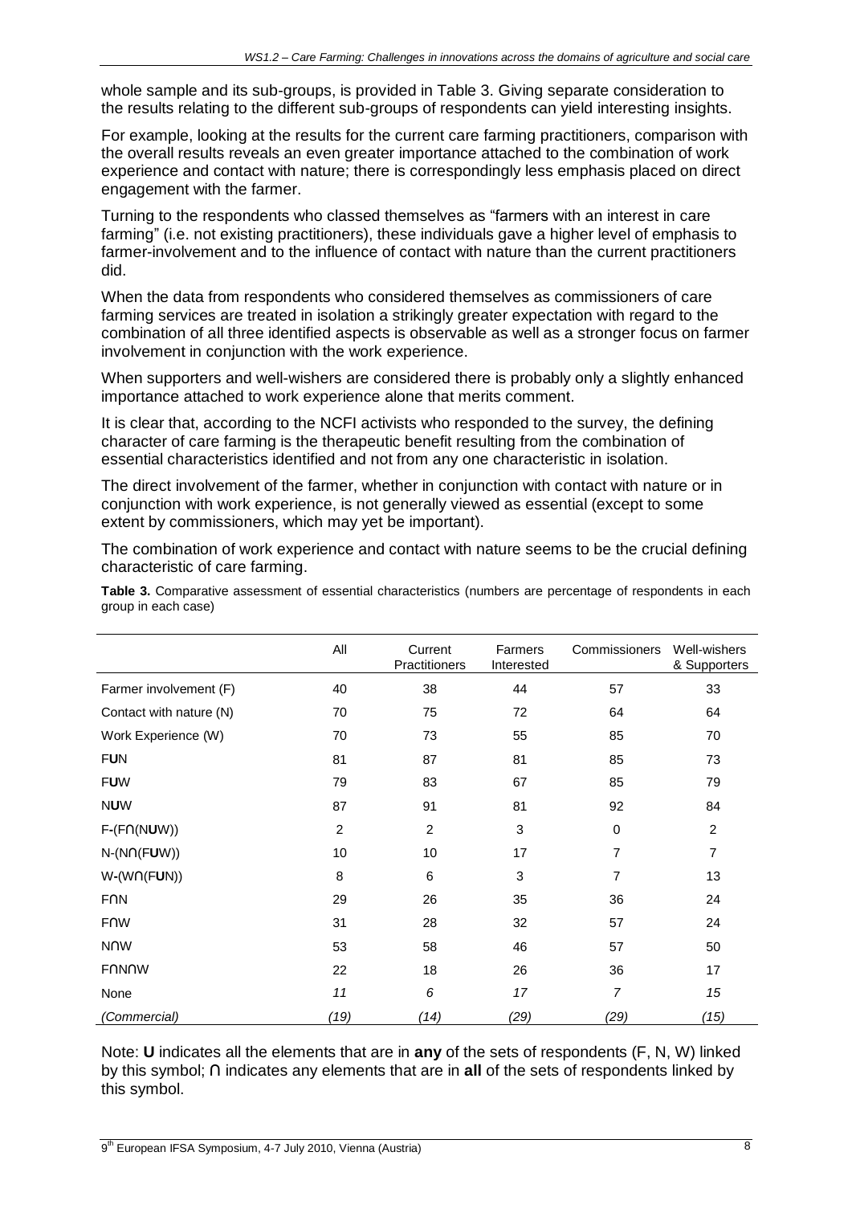whole sample and its sub-groups, is provided in Table 3. Giving separate consideration to the results relating to the different sub-groups of respondents can yield interesting insights.

For example, looking at the results for the current care farming practitioners, comparison with the overall results reveals an even greater importance attached to the combination of work experience and contact with nature; there is correspondingly less emphasis placed on direct engagement with the farmer.

Turning to the respondents who classed themselves as "farmers with an interest in care farming" (i.e. not existing practitioners), these individuals gave a higher level of emphasis to farmer-involvement and to the influence of contact with nature than the current practitioners did.

When the data from respondents who considered themselves as commissioners of care farming services are treated in isolation a strikingly greater expectation with regard to the combination of all three identified aspects is observable as well as a stronger focus on farmer involvement in conjunction with the work experience.

When supporters and well-wishers are considered there is probably only a slightly enhanced importance attached to work experience alone that merits comment.

It is clear that, according to the NCFI activists who responded to the survey, the defining character of care farming is the therapeutic benefit resulting from the combination of essential characteristics identified and not from any one characteristic in isolation.

The direct involvement of the farmer, whether in conjunction with contact with nature or in conjunction with work experience, is not generally viewed as essential (except to some extent by commissioners, which may yet be important).

The combination of work experience and contact with nature seems to be the crucial defining characteristic of care farming.

**Table 3.** Comparative assessment of essential characteristics (numbers are percentage of respondents in each group in each case)

| | All | Current Practitioners | Farmers Interested | Commissioners | Well-wishers & Supporters |
|---|---|---|---|---|---|
| Farmer involvement (F) | 40 | 38 | 44 | 57 | 33 |
| Contact with nature (N) | 70 | 75 | 72 | 64 | 64 |
| Work Experience (W) | 70 | 73 | 55 | 85 | 70 |
| F**U**N | 81 | 87 | 81 | 85 | 73 |
| F**U**W | 79 | 83 | 67 | 85 | 79 |
| N**U**W | 87 | 91 | 81 | 92 | 84 |
| F-(F∩(N**U**W)) | 2 | 2 | 3 | 0 | 2 |
| N-(N∩(F**U**W)) | 10 | 10 | 17 | 7 | 7 |
| W-(W∩(F**U**N)) | 8 | 6 | 3 | 7 | 13 |
| F∩N | 29 | 26 | 35 | 36 | 24 |
| F∩W | 31 | 28 | 32 | 57 | 24 |
| N∩W | 53 | 58 | 46 | 57 | 50 |
| F∩N∩W | 22 | 18 | 26 | 36 | 17 |
| None | *11* | *6* | *17* | *7* | *15* |
| *(Commercial)* | *(19)* | *(14)* | *(29)* | *(29)* | *(15)* |

Note: **U** indicates all the elements that are in **any** of the sets of respondents (F, N, W) linked by this symbol; ∩ indicates any elements that are in **all** of the sets of respondents linked by this symbol.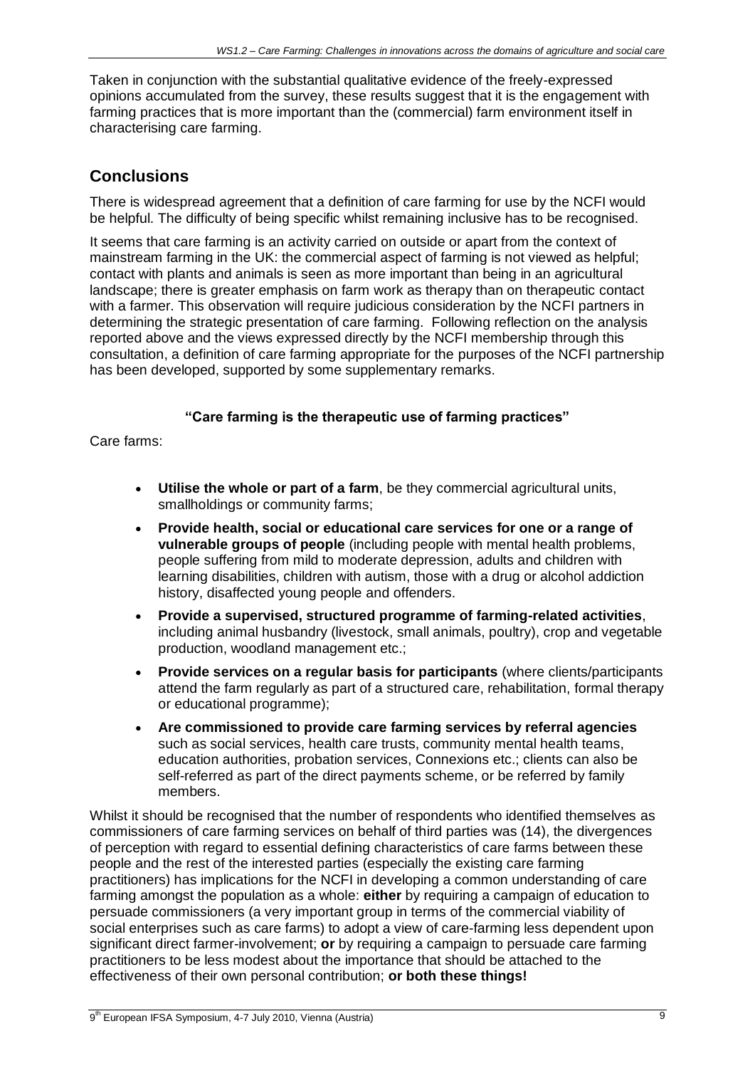Taken in conjunction with the substantial qualitative evidence of the freely-expressed opinions accumulated from the survey, these results suggest that it is the engagement with farming practices that is more important than the (commercial) farm environment itself in characterising care farming.

## Conclusions

There is widespread agreement that a definition of care farming for use by the NCFI would be helpful. The difficulty of being specific whilst remaining inclusive has to be recognised.

It seems that care farming is an activity carried on outside or apart from the context of mainstream farming in the UK: the commercial aspect of farming is not viewed as helpful; contact with plants and animals is seen as more important than being in an agricultural landscape; there is greater emphasis on farm work as therapy than on therapeutic contact with a farmer. This observation will require judicious consideration by the NCFI partners in determining the strategic presentation of care farming. Following reflection on the analysis reported above and the views expressed directly by the NCFI membership through this consultation, a definition of care farming appropriate for the purposes of the NCFI partnership has been developed, supported by some supplementary remarks.

**"Care farming is the therapeutic use of farming practices"**

Care farms:

- **Utilise the whole or part of a farm**, be they commercial agricultural units, smallholdings or community farms;
- **Provide health, social or educational care services for one or a range of vulnerable groups of people** (including people with mental health problems, people suffering from mild to moderate depression, adults and children with learning disabilities, children with autism, those with a drug or alcohol addiction history, disaffected young people and offenders.
- **Provide a supervised, structured programme of farming-related activities**, including animal husbandry (livestock, small animals, poultry), crop and vegetable production, woodland management etc.;
- **Provide services on a regular basis for participants** (where clients/participants attend the farm regularly as part of a structured care, rehabilitation, formal therapy or educational programme);
- **Are commissioned to provide care farming services by referral agencies** such as social services, health care trusts, community mental health teams, education authorities, probation services, Connexions etc.; clients can also be self-referred as part of the direct payments scheme, or be referred by family members.

Whilst it should be recognised that the number of respondents who identified themselves as commissioners of care farming services on behalf of third parties was (14), the divergences of perception with regard to essential defining characteristics of care farms between these people and the rest of the interested parties (especially the existing care farming practitioners) has implications for the NCFI in developing a common understanding of care farming amongst the population as a whole: **either** by requiring a campaign of education to persuade commissioners (a very important group in terms of the commercial viability of social enterprises such as care farms) to adopt a view of care-farming less dependent upon significant direct farmer-involvement; **or** by requiring a campaign to persuade care farming practitioners to be less modest about the importance that should be attached to the effectiveness of their own personal contribution; **or both these things!**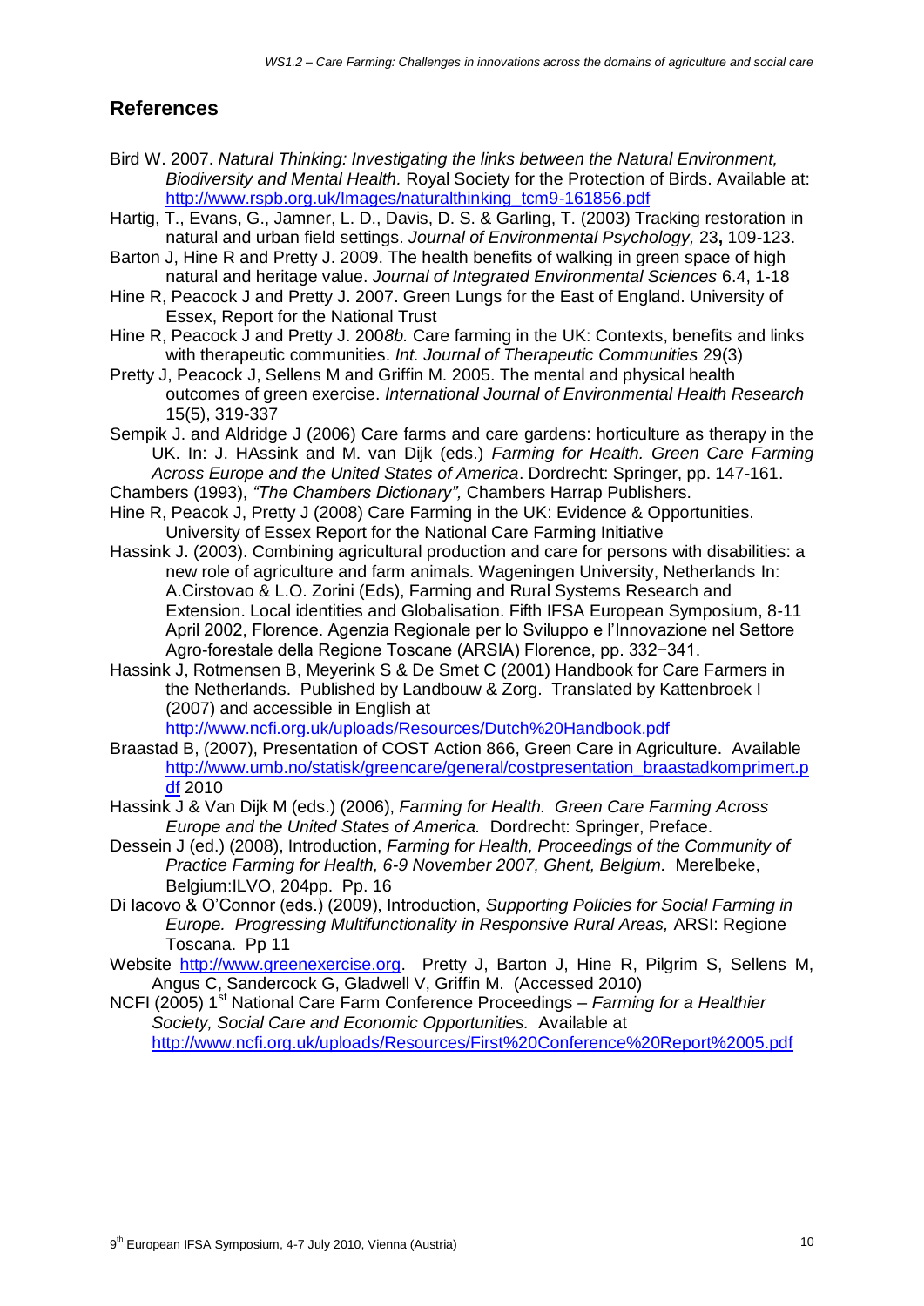## References

Bird W. 2007. *Natural Thinking: Investigating the links between the Natural Environment, Biodiversity and Mental Health.* Royal Society for the Protection of Birds. Available at: http://www.rspb.org.uk/Images/naturalthinking_tcm9-161856.pdf

Hartig, T., Evans, G., Jamner, L. D., Davis, D. S. & Garling, T. (2003) Tracking restoration in natural and urban field settings. *Journal of Environmental Psychology,* 23**,** 109-123.

Barton J, Hine R and Pretty J. 2009. The health benefits of walking in green space of high natural and heritage value. *Journal of Integrated Environmental Sciences* 6.4, 1-18

Hine R, Peacock J and Pretty J. 2007. Green Lungs for the East of England. University of Essex, Report for the National Trust

Hine R, Peacock J and Pretty J. 200*8b.* Care farming in the UK: Contexts, benefits and links with therapeutic communities. *Int. Journal of Therapeutic Communities* 29(3)

Pretty J, Peacock J, Sellens M and Griffin M. 2005. The mental and physical health outcomes of green exercise. *International Journal of Environmental Health Research* 15(5), 319-337

Sempik J. and Aldridge J (2006) Care farms and care gardens: horticulture as therapy in the UK. In: J. HAssink and M. van Dijk (eds.) *Farming for Health. Green Care Farming Across Europe and the United States of America*. Dordrecht: Springer, pp. 147-161.

Chambers (1993), *"The Chambers Dictionary",* Chambers Harrap Publishers.

Hine R, Peacok J, Pretty J (2008) Care Farming in the UK: Evidence & Opportunities. University of Essex Report for the National Care Farming Initiative

Hassink J. (2003). Combining agricultural production and care for persons with disabilities: a new role of agriculture and farm animals. Wageningen University, Netherlands In: A.Cirstovao & L.O. Zorini (Eds), Farming and Rural Systems Research and Extension. Local identities and Globalisation. Fifth IFSA European Symposium, 8-11 April 2002, Florence. Agenzia Regionale per lo Sviluppo e l'Innovazione nel Settore Agro-forestale della Regione Toscane (ARSIA) Florence, pp. 332−341.

Hassink J, Rotmensen B, Meyerink S & De Smet C (2001) Handbook for Care Farmers in the Netherlands. Published by Landbouw & Zorg. Translated by Kattenbroek I (2007) and accessible in English at http://www.ncfi.org.uk/uploads/Resources/Dutch%20Handbook.pdf

Braastad B, (2007), Presentation of COST Action 866, Green Care in Agriculture. Available http://www.umb.no/statisk/greencare/general/costpresentation_braastadkomprimert.pdf 2010

Hassink J & Van Dijk M (eds.) (2006), *Farming for Health. Green Care Farming Across Europe and the United States of America.* Dordrecht: Springer, Preface.

Dessein J (ed.) (2008), Introduction, *Farming for Health, Proceedings of the Community of Practice Farming for Health, 6-9 November 2007, Ghent, Belgium.* Merelbeke, Belgium:ILVO, 204pp. Pp. 16

Di Iacovo & O'Connor (eds.) (2009), Introduction, *Supporting Policies for Social Farming in Europe. Progressing Multifunctionality in Responsive Rural Areas,* ARSI: Regione Toscana. Pp 11

Website http://www.greenexercise.org. Pretty J, Barton J, Hine R, Pilgrim S, Sellens M, Angus C, Sandercock G, Gladwell V, Griffin M. (Accessed 2010)

NCFI (2005) 1st National Care Farm Conference Proceedings – *Farming for a Healthier Society, Social Care and Economic Opportunities.* Available at http://www.ncfi.org.uk/uploads/Resources/First%20Conference%20Report%2005.pdf